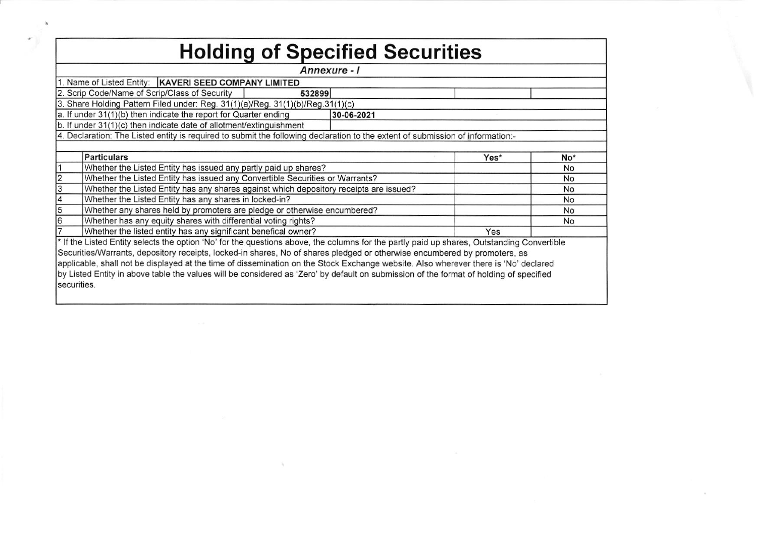# Holding of Specified Securities

***Annexure - I***

1. Name of Listed Entity: **KAVERI SEED COMPANY LIMITED**

2. Scrip Code/Name of Scrip/Class of Security: **532899**

3. Share Holding Pattern Filed under: Reg. 31(1)(a)/Reg. 31(1)(b)/Reg.31(1)(c)

a. If under 31(1)(b) then indicate the report for Quarter ending: **30-06-2021**

b. If under 31(1)(c) then indicate date of allotment/extinguishment

4. Declaration: The Listed entity is required to submit the following declaration to the extent of submission of information:-

| | Particulars | Yes* | No* |
|---|---|---|---|
| 1 | Whether the Listed Entity has issued any partly paid up shares? | | No |
| 2 | Whether the Listed Entity has issued any Convertible Securities or Warrants? | | No |
| 3 | Whether the Listed Entity has any shares against which depository receipts are issued? | | No |
| 4 | Whether the Listed Entity has any shares in locked-in? | | No |
| 5 | Whether any shares held by promoters are pledge or otherwise encumbered? | | No |
| 6 | Whether has any equity shares with differential voting rights? | | No |
| 7 | Whether the listed entity has any significant benefical owner? | Yes | |

* If the Listed Entity selects the option 'No' for the questions above, the columns for the partly paid up shares, Outstanding Convertible Securities/Warrants, depository receipts, locked-in shares, No of shares pledged or otherwise encumbered by promoters, as applicable, shall not be displayed at the time of dissemination on the Stock Exchange website. Also wherever there is 'No' declared by Listed Entity in above table the values will be considered as 'Zero' by default on submission of the format of holding of specified securities.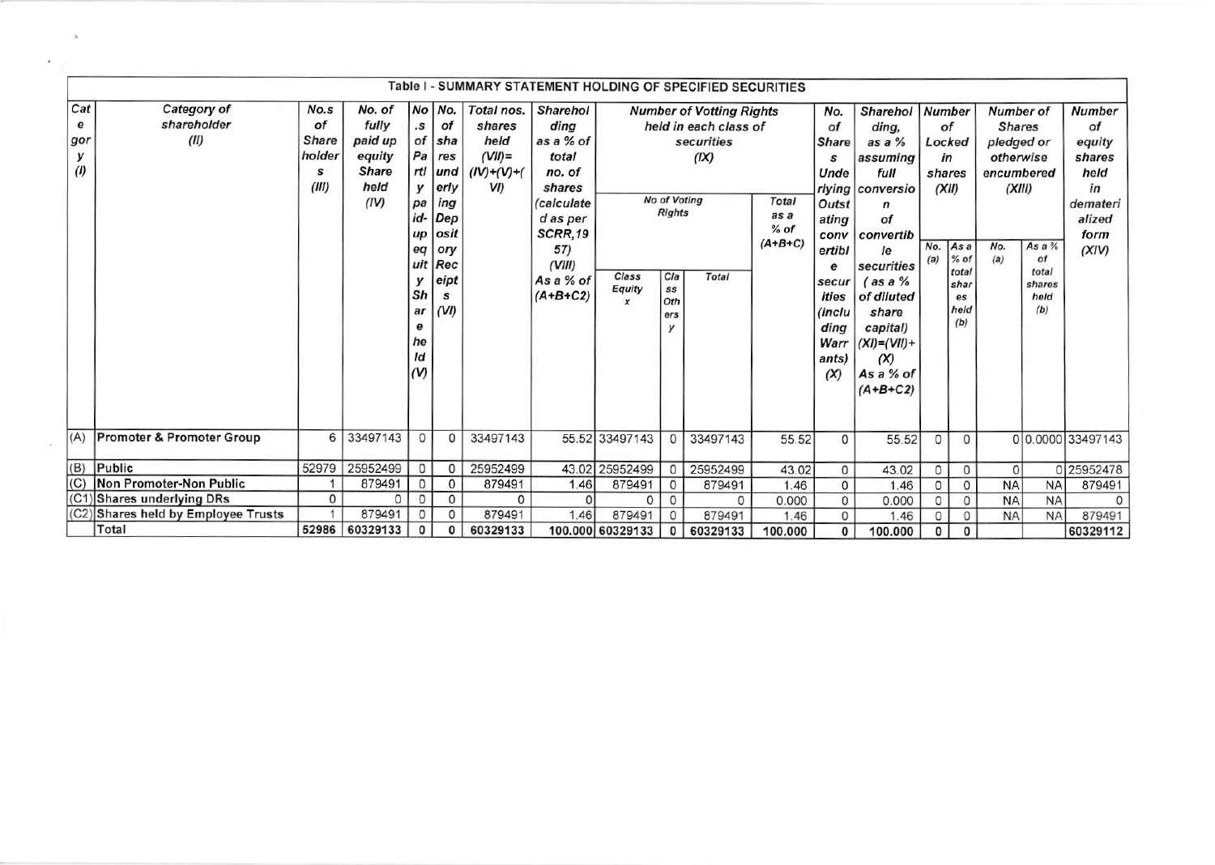## Table I - SUMMARY STATEMENT HOLDING OF SPECIFIED SECURITIES

| Category (I) | Category of shareholder (II) | Nos. of Shareholders (III) | No. of fully paid up equity Share held (IV) | No. of Partly paid-up equity Share held (V) | No. of shares underlying Depository Receipts (VI) | Total nos. shares held (VII)= (IV)+(V)+(VI) | Shareholding as a % of total no. of shares (calculated as per SCRR,1957) (VIII) As a % of (A+B+C2) | Number of Votting Rights held in each class of securities (IX) | | | | No. of Shares Underlying Outstating convertible securities (including Warrants) (X) | Shareholding, as a % assuming full conversion of convertible securities ( as a % of diluted share capital) (XI)=(VII)+(X) As a % of (A+B+C2) | Number of Locked in shares (XII) | | Number of Shares pledged or otherwise encumbered (XIII) | | Number of equity shares held in dematerialized form (XIV) |
|---|---|---|---|---|---|---|---|---|---|---|---|---|---|---|---|---|---|---|
| | | | | | | | | No of Voting Rights | | | Total as a % of (A+B+C) | | | No. (a) | As a % of total shares held (b) | No. (a) | As a % of total shares held (b) | |
| | | | | | | | | Class Equity x | Class Others y | Total | | | | | | | | |
| (A) | **Promoter & Promoter Group** | 6 | 33497143 | 0 | 0 | 33497143 | 55.52 | 33497143 | 0 | 33497143 | 55.52 | 0 | 55.52 | 0 | 0 | 0 | 0.0000 | 33497143 |
| (B) | **Public** | 52979 | 25952499 | 0 | 0 | 25952499 | 43.02 | 25952499 | 0 | 25952499 | 43.02 | 0 | 43.02 | 0 | 0 | 0 | 0 | 25952478 |
| (C) | **Non Promoter-Non Public** | 1 | 879491 | 0 | 0 | 879491 | 1.46 | 879491 | 0 | 879491 | 1.46 | 0 | 1.46 | 0 | 0 | NA | NA | 879491 |
| (C1) | **Shares underlying DRs** | 0 | 0 | 0 | 0 | 0 | 0 | 0 | 0 | 0 | 0.000 | 0 | 0.000 | 0 | 0 | NA | NA | 0 |
| (C2) | **Shares held by Employee Trusts** | 1 | 879491 | 0 | 0 | 879491 | 1.46 | 879491 | 0 | 879491 | 1.46 | 0 | 1.46 | 0 | 0 | NA | NA | 879491 |
| | Total | **52986** | **60329133** | **0** | **0** | **60329133** | **100.000** | **60329133** | **0** | **60329133** | **100.000** | **0** | **100.000** | **0** | **0** | | | **60329112** |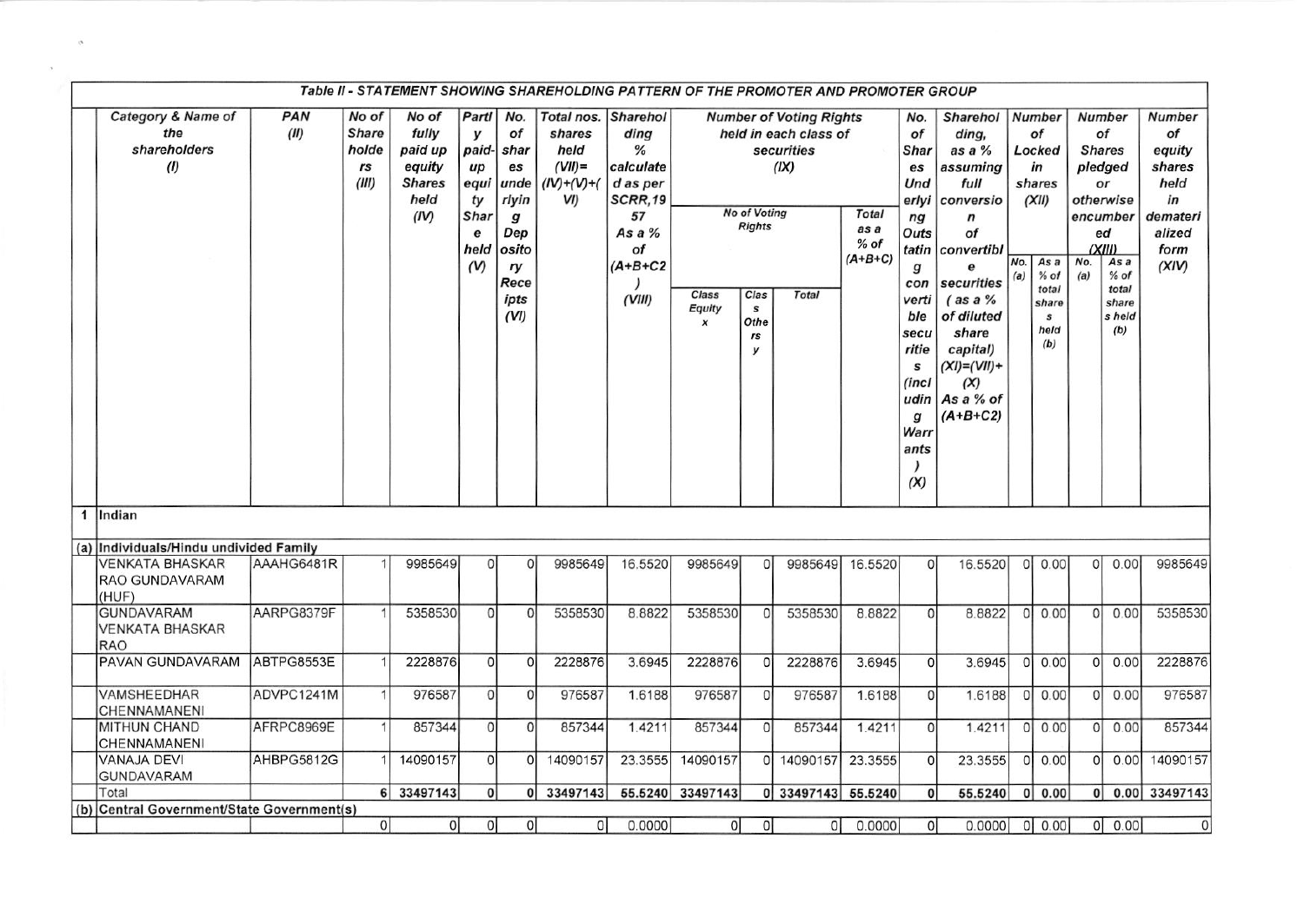## Table II - STATEMENT SHOWING SHAREHOLDING PATTERN OF THE PROMOTER AND PROMOTER GROUP

| | Category & Name of the shareholders (I) | PAN (II) | No of Shareholders (III) | No of fully paid up equity Shares held (IV) | Partly paid-up equity Share held (V) | No. of shares underlying Depository Receipts (VI) | Total nos. shares held (VII)=(IV)+(V)+(VI) | Shareholding % calculated as per SCRR,1957 As a % of (A+B+C2) (VIII) | Number of Voting Rights held in each class of securities (IX) | | | | No. of Shares Underlying Outstating convertible securities (including Warrants) (X) | Shareholding, as a % assuming full conversion of convertible securities (as a % of diluted share capital) (XI)=(VII)+(X) As a % of (A+B+C2) | Number of Locked in shares (XII) | | Number of Shares pledged or otherwise encumbered (XIII) | | Number of equity shares held in dematerialized form (XIV) |
|---|---|---|---|---|---|---|---|---|---|---|---|---|---|---|---|---|---|---|---|
| | | | | | | | | | No of Voting Rights | | | Total as a % of (A+B+C) | | | No. (a) | As a % of total shares held (b) | No. (a) | As a % of total share s held (b) | |
| | | | | | | | | | Class Equity x | Class Others y | Total | | | | | | | | |
| 1 | Indian | | | | | | | | | | | | | | | | | | |
| (a) | Individuals/Hindu undivided Family | | | | | | | | | | | | | | | | | | |
| | VENKATA BHASKAR RAO GUNDAVARAM (HUF) | AAAHG6481R | 1 | 9985649 | 0 | 0 | 9985649 | 16.5520 | 9985649 | 0 | 9985649 | 16.5520 | 0 | 16.5520 | 0 | 0.00 | 0 | 0.00 | 9985649 |
| | GUNDAVARAM VENKATA BHASKAR RAO | AARPG8379F | 1 | 5358530 | 0 | 0 | 5358530 | 8.8822 | 5358530 | 0 | 5358530 | 8.8822 | 0 | 8.8822 | 0 | 0.00 | 0 | 0.00 | 5358530 |
| | PAVAN GUNDAVARAM | ABTPG8553E | 1 | 2228876 | 0 | 0 | 2228876 | 3.6945 | 2228876 | 0 | 2228876 | 3.6945 | 0 | 3.6945 | 0 | 0.00 | 0 | 0.00 | 2228876 |
| | VAMSHEEDHAR CHENNAMANENI | ADVPC1241M | 1 | 976587 | 0 | 0 | 976587 | 1.6188 | 976587 | 0 | 976587 | 1.6188 | 0 | 1.6188 | 0 | 0.00 | 0 | 0.00 | 976587 |
| | MITHUN CHAND CHENNAMANENI | AFRPC8969E | 1 | 857344 | 0 | 0 | 857344 | 1.4211 | 857344 | 0 | 857344 | 1.4211 | 0 | 1.4211 | 0 | 0.00 | 0 | 0.00 | 857344 |
| | VANAJA DEVI GUNDAVARAM | AHBPG5812G | 1 | 14090157 | 0 | 0 | 14090157 | 23.3555 | 14090157 | 0 | 14090157 | 23.3555 | 0 | 23.3555 | 0 | 0.00 | 0 | 0.00 | 14090157 |
| | **Total** | | **6** | **33497143** | **0** | **0** | **33497143** | **55.5240** | **33497143** | **0** | **33497143** | **55.5240** | **0** | **55.5240** | **0** | **0.00** | **0** | **0.00** | **33497143** |
| (b) | Central Government/State Government(s) | | | | | | | | | | | | | | | | | | |
| | | | 0 | 0 | 0 | 0 | 0 | 0.0000 | 0 | 0 | 0 | 0.0000 | 0 | 0.0000 | 0 | 0.00 | 0 | 0.00 | 0 |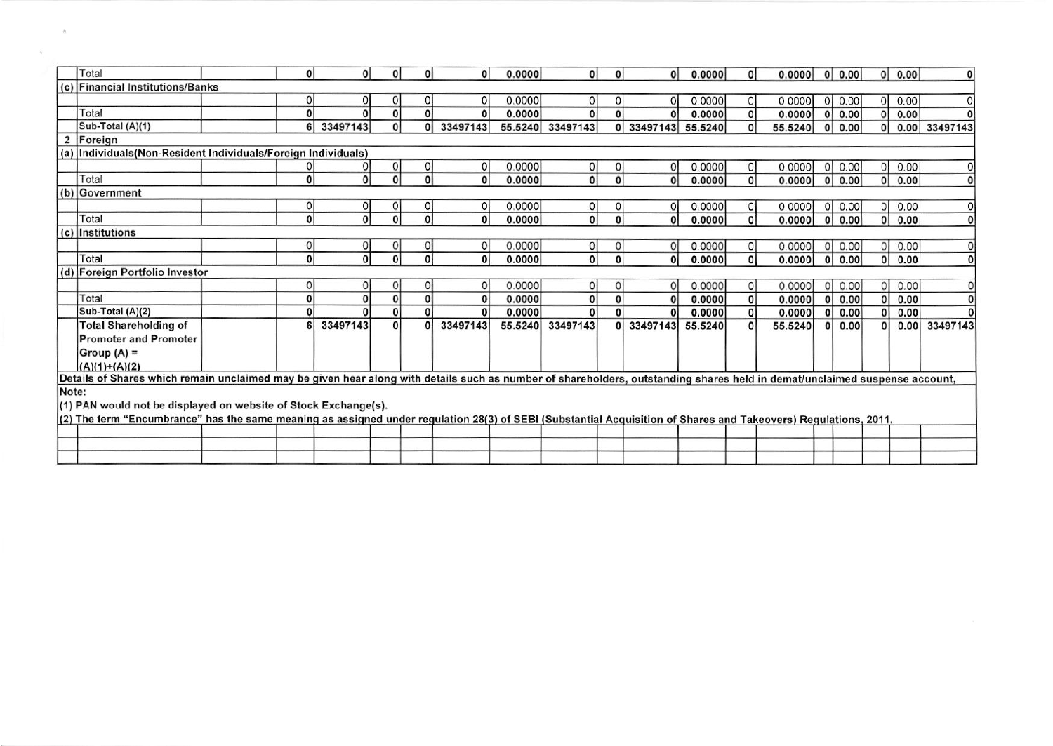| | | | | | | | | | | | | | | | | | | | | |
|---|---|---|---|---|---|---|---|---|---|---|---|---|---|---|---|---|---|---|---|---|
| | Total | | 0 | 0 | 0 | 0 | 0 | 0.0000 | 0 | 0 | 0 | 0.0000 | 0 | 0.0000 | 0 | 0.00 | 0 | 0.00 | 0 |
| (c) | Financial Institutions/Banks | | | | | | | | | | | | | | | | | | |
| | | | 0 | 0 | 0 | 0 | 0 | 0.0000 | 0 | 0 | 0 | 0.0000 | 0 | 0.0000 | 0 | 0.00 | 0 | 0.00 | 0 |
| | Total | | 0 | 0 | 0 | 0 | 0 | 0.0000 | 0 | 0 | 0 | 0.0000 | 0 | 0.0000 | 0 | 0.00 | 0 | 0.00 | 0 |
| | Sub-Total (A)(1) | | 6 | 33497143 | 0 | 0 | 33497143 | 55.5240 | 33497143 | 0 | 33497143 | 55.5240 | 0 | 55.5240 | 0 | 0.00 | 0 | 0.00 | 33497143 |
| 2 | Foreign | | | | | | | | | | | | | | | | | | |
| (a) | Individuals(Non-Resident Individuals/Foreign Individuals) | | | | | | | | | | | | | | | | | | |
| | | | 0 | 0 | 0 | 0 | 0 | 0.0000 | 0 | 0 | 0 | 0.0000 | 0 | 0.0000 | 0 | 0.00 | 0 | 0.00 | 0 |
| | Total | | 0 | 0 | 0 | 0 | 0 | 0.0000 | 0 | 0 | 0 | 0.0000 | 0 | 0.0000 | 0 | 0.00 | 0 | 0.00 | 0 |
| (b) | Government | | | | | | | | | | | | | | | | | | |
| | | | 0 | 0 | 0 | 0 | 0 | 0.0000 | 0 | 0 | 0 | 0.0000 | 0 | 0.0000 | 0 | 0.00 | 0 | 0.00 | 0 |
| | Total | | 0 | 0 | 0 | 0 | 0 | 0.0000 | 0 | 0 | 0 | 0.0000 | 0 | 0.0000 | 0 | 0.00 | 0 | 0.00 | 0 |
| (c) | Institutions | | | | | | | | | | | | | | | | | | |
| | | | 0 | 0 | 0 | 0 | 0 | 0.0000 | 0 | 0 | 0 | 0.0000 | 0 | 0.0000 | 0 | 0.00 | 0 | 0.00 | 0 |
| | Total | | 0 | 0 | 0 | 0 | 0 | 0.0000 | 0 | 0 | 0 | 0.0000 | 0 | 0.0000 | 0 | 0.00 | 0 | 0.00 | 0 |
| (d) | Foreign Portfolio Investor | | | | | | | | | | | | | | | | | | |
| | | | 0 | 0 | 0 | 0 | 0 | 0.0000 | 0 | 0 | 0 | 0.0000 | 0 | 0.0000 | 0 | 0.00 | 0 | 0.00 | 0 |
| | Total | | 0 | 0 | 0 | 0 | 0 | 0.0000 | 0 | 0 | 0 | 0.0000 | 0 | 0.0000 | 0 | 0.00 | 0 | 0.00 | 0 |
| | Sub-Total (A)(2) | | 0 | 0 | 0 | 0 | 0 | 0.0000 | 0 | 0 | 0 | 0.0000 | 0 | 0.0000 | 0 | 0.00 | 0 | 0.00 | 0 |
| | Total Shareholding of Promoter and Promoter Group (A) = (A)(1)+(A)(2) | | 6 | 33497143 | 0 | 0 | 33497143 | 55.5240 | 33497143 | 0 | 33497143 | 55.5240 | 0 | 55.5240 | 0 | 0.00 | 0 | 0.00 | 33497143 |

Details of Shares which remain unclaimed may be given hear along with details such as number of shareholders, outstanding shares held in demat/unclaimed suspense account,

Note:

(1) PAN would not be displayed on website of Stock Exchange(s).

(2) The term "Encumbrance" has the same meaning as assigned under regulation 28(3) of SEBI (Substantial Acquisition of Shares and Takeovers) Regulations, 2011.